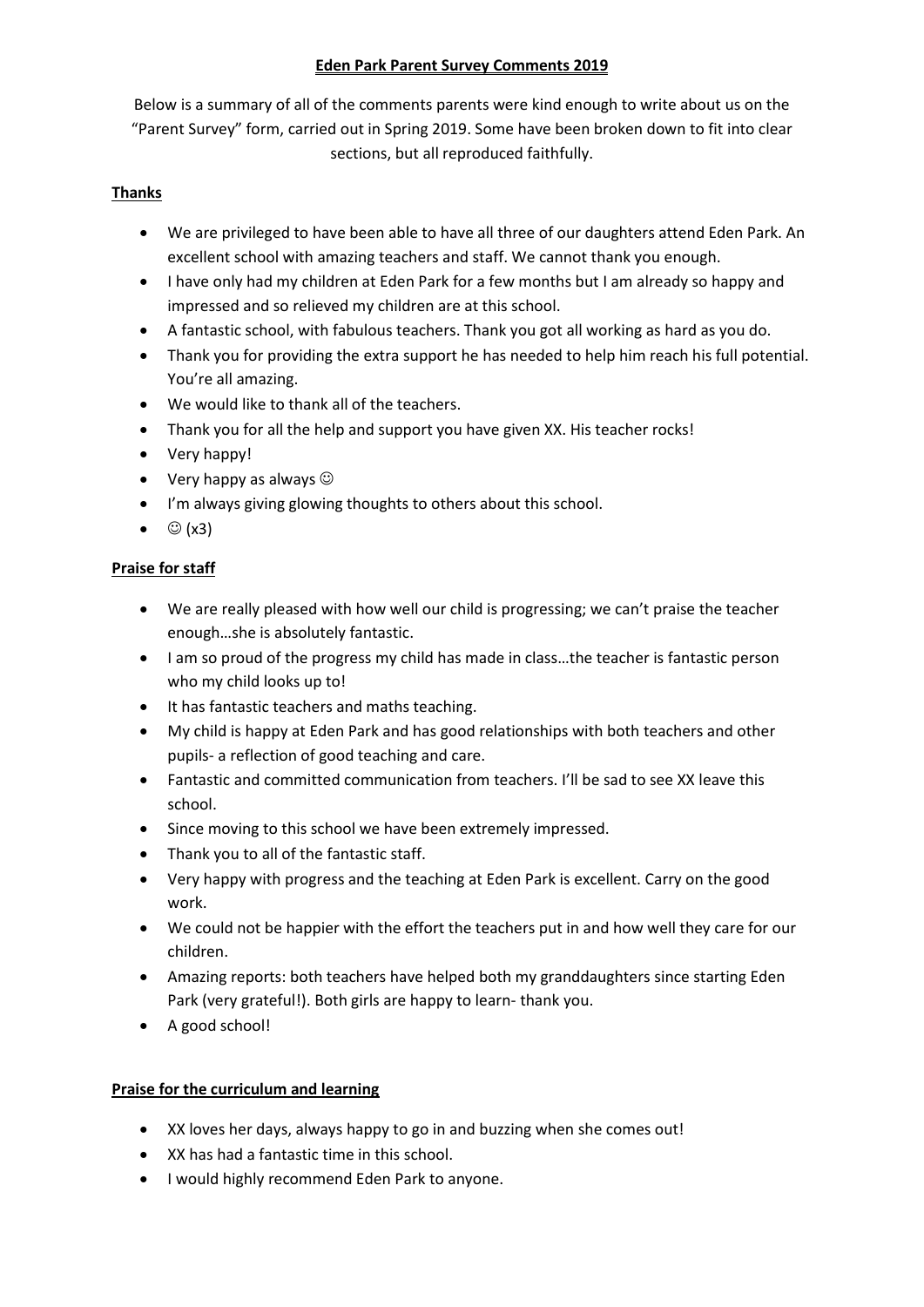# Eden Park Parent Survey Comments 2019

Below is a summary of all of the comments parents were kind enough to write about us on the "Parent Survey" form, carried out in Spring 2019. Some have been broken down to fit into clear sections, but all reproduced faithfully.

## Thanks

- We are privileged to have been able to have all three of our daughters attend Eden Park. An excellent school with amazing teachers and staff. We cannot thank you enough.
- I have only had my children at Eden Park for a few months but I am already so happy and impressed and so relieved my children are at this school.
- A fantastic school, with fabulous teachers. Thank you got all working as hard as you do.
- Thank you for providing the extra support he has needed to help him reach his full potential. You're all amazing.
- We would like to thank all of the teachers.
- Thank you for all the help and support you have given XX. His teacher rocks!
- Very happy!
- Very happy as always ☺
- I'm always giving glowing thoughts to others about this school.
- ☺ (x3)

## Praise for staff

- We are really pleased with how well our child is progressing; we can't praise the teacher enough…she is absolutely fantastic.
- I am so proud of the progress my child has made in class…the teacher is fantastic person who my child looks up to!
- It has fantastic teachers and maths teaching.
- My child is happy at Eden Park and has good relationships with both teachers and other pupils- a reflection of good teaching and care.
- Fantastic and committed communication from teachers. I'll be sad to see XX leave this school.
- Since moving to this school we have been extremely impressed.
- Thank you to all of the fantastic staff.
- Very happy with progress and the teaching at Eden Park is excellent. Carry on the good work.
- We could not be happier with the effort the teachers put in and how well they care for our children.
- Amazing reports: both teachers have helped both my granddaughters since starting Eden Park (very grateful!). Both girls are happy to learn- thank you.
- A good school!

## Praise for the curriculum and learning

- XX loves her days, always happy to go in and buzzing when she comes out!
- XX has had a fantastic time in this school.
- I would highly recommend Eden Park to anyone.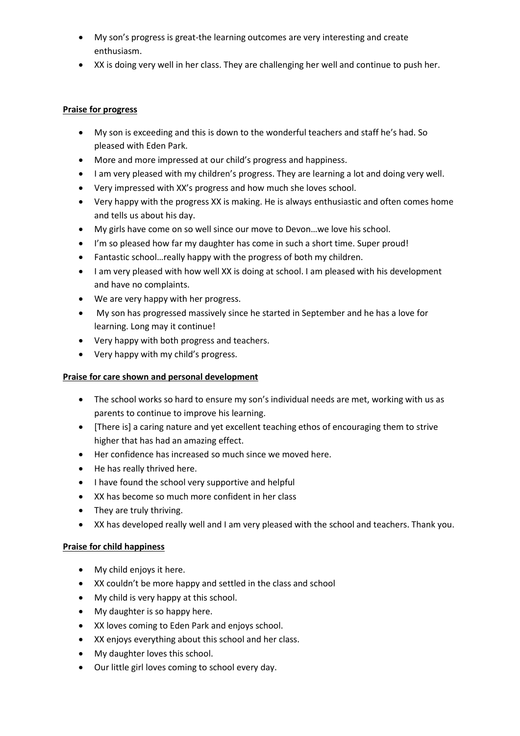- My son's progress is great-the learning outcomes are very interesting and create enthusiasm.
- XX is doing very well in her class. They are challenging her well and continue to push her.

**Praise for progress**

- My son is exceeding and this is down to the wonderful teachers and staff he's had. So pleased with Eden Park.
- More and more impressed at our child's progress and happiness.
- I am very pleased with my children's progress. They are learning a lot and doing very well.
- Very impressed with XX's progress and how much she loves school.
- Very happy with the progress XX is making. He is always enthusiastic and often comes home and tells us about his day.
- My girls have come on so well since our move to Devon…we love his school.
- I'm so pleased how far my daughter has come in such a short time. Super proud!
- Fantastic school…really happy with the progress of both my children.
- I am very pleased with how well XX is doing at school. I am pleased with his development and have no complaints.
- We are very happy with her progress.
- My son has progressed massively since he started in September and he has a love for learning. Long may it continue!
- Very happy with both progress and teachers.
- Very happy with my child's progress.

**Praise for care shown and personal development**

- The school works so hard to ensure my son's individual needs are met, working with us as parents to continue to improve his learning.
- [There is] a caring nature and yet excellent teaching ethos of encouraging them to strive higher that has had an amazing effect.
- Her confidence has increased so much since we moved here.
- He has really thrived here.
- I have found the school very supportive and helpful
- XX has become so much more confident in her class
- They are truly thriving.
- XX has developed really well and I am very pleased with the school and teachers. Thank you.

**Praise for child happiness**

- My child enjoys it here.
- XX couldn't be more happy and settled in the class and school
- My child is very happy at this school.
- My daughter is so happy here.
- XX loves coming to Eden Park and enjoys school.
- XX enjoys everything about this school and her class.
- My daughter loves this school.
- Our little girl loves coming to school every day.